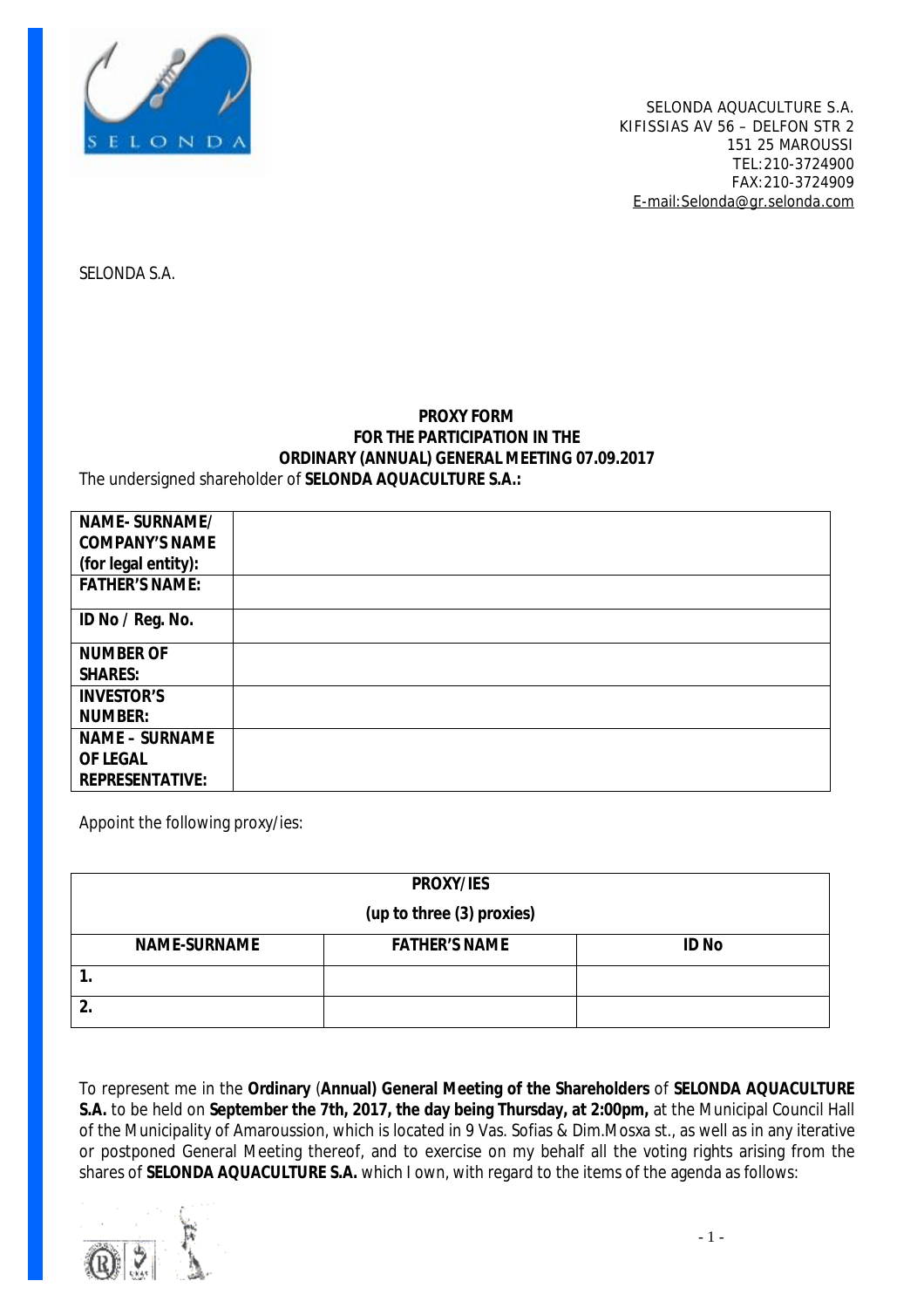SELONDA AQUACULTURE S.A.
KIFISSIAS AV 56 – DELFON STR 2
151 25 MAROUSSI
TEL:210-3724900
FAX:210-3724909
E-mail:Selonda@gr.selonda.com

SELONDA S.A.

**PROXY FORM**
**FOR THE PARTICIPATION IN THE**
**ORDINARY (ANNUAL) GENERAL MEETING 07.09.2017**

The undersigned shareholder of **SELONDA AQUACULTURE S.A.:**

| | |
|---|---|
| **NAME- SURNAME/ COMPANY'S NAME (for legal entity):** | |
| **FATHER'S NAME:** | |
| **ID No / Reg. No.** | |
| **NUMBER OF SHARES:** | |
| **INVESTOR'S NUMBER:** | |
| **NAME – SURNAME OF LEGAL REPRESENTATIVE:** | |

Appoint the following proxy/ies:

| **PROXY/IES (up to three (3) proxies)** | | |
|---|---|---|
| **NAME-SURNAME** | **FATHER'S NAME** | **ID No** |
| **1.** | | |
| **2.** | | |

To represent me in the **Ordinary** (**Annual) General Meeting of the Shareholders** of **SELONDA AQUACULTURE S.A.** to be held on **September the 7th, 2017, the day being Thursday, at 2:00pm,** at the Municipal Council Hall of the Municipality of Amaroussion, which is located in 9 Vas. Sofias & Dim.Mosxa st., as well as in any iterative or postponed General Meeting thereof, and to exercise on my behalf all the voting rights arising from the shares of **SELONDA AQUACULTURE S.A.** which I own, with regard to the items of the agenda as follows: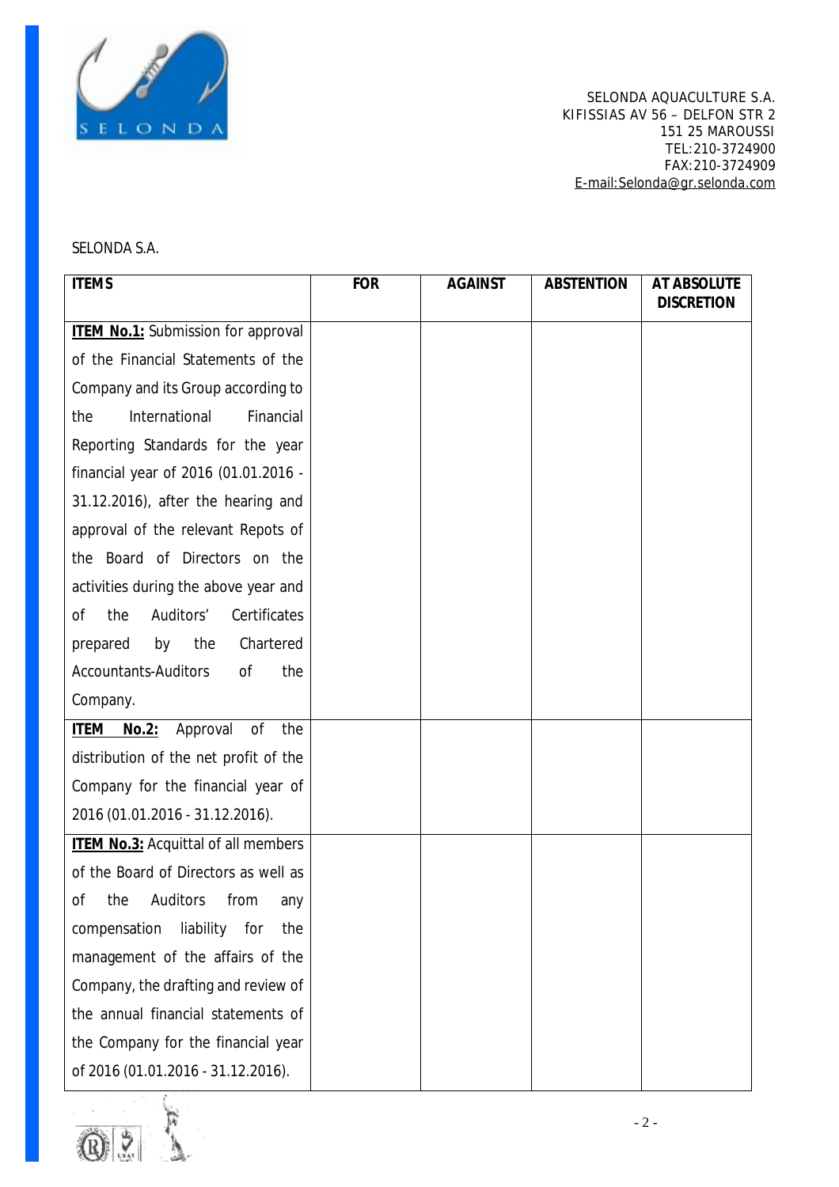SELONDA AQUACULTURE S.A.
KIFISSIAS AV 56 – DELFON STR 2
151 25 MAROUSSI
TEL:210-3724900
FAX:210-3724909
E-mail:Selonda@gr.selonda.com

SELONDA S.A.

| **ITEMS** | **FOR** | **AGAINST** | **ABSTENTION** | **AT ABSOLUTE DISCRETION** |
|---|---|---|---|---|
| **ITEM No.1:** Submission for approval of the Financial Statements of the Company and its Group according to the International Financial Reporting Standards for the year financial year of 2016 (01.01.2016 - 31.12.2016), after the hearing and approval of the relevant Repots of the Board of Directors on the activities during the above year and of the Auditors' Certificates prepared by the Chartered Accountants-Auditors of the Company. | | | | |
| **ITEM No.2:** Approval of the distribution of the net profit of the Company for the financial year of 2016 (01.01.2016 - 31.12.2016). | | | | |
| **ITEM No.3:** Acquittal of all members of the Board of Directors as well as of the Auditors from any compensation liability for the management of the affairs of the Company, the drafting and review of the annual financial statements of the Company for the financial year of 2016 (01.01.2016 - 31.12.2016). | | | | |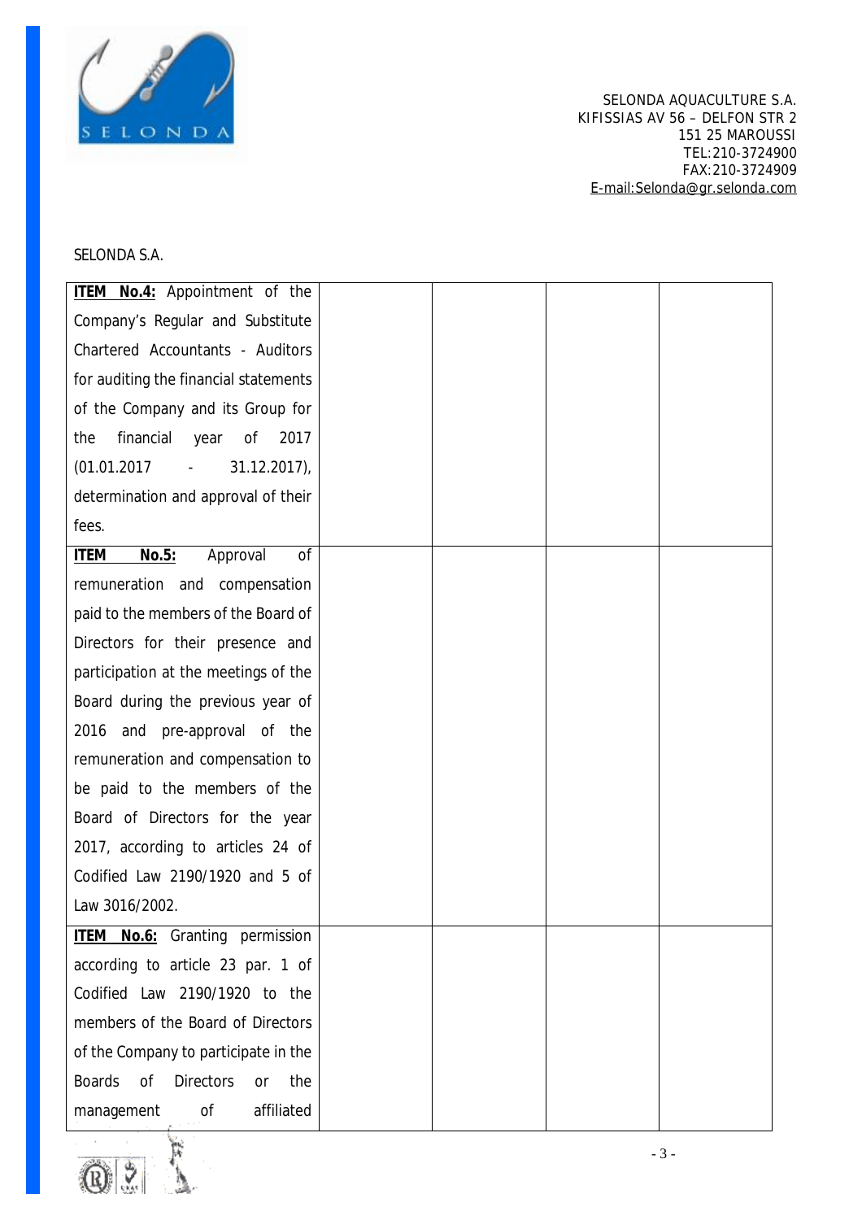SELONDA AQUACULTURE S.A.
KIFISSIAS AV 56 – DELFON STR 2
151 25 MAROUSSI
TEL:210-3724900
FAX:210-3724909
E-mail:Selonda@gr.selonda.com

SELONDA S.A.

| | | | |
|---|---|---|---|
| **ITEM No.4:** Appointment of the Company's Regular and Substitute Chartered Accountants - Auditors for auditing the financial statements of the Company and its Group for the financial year of 2017 (01.01.2017 - 31.12.2017), determination and approval of their fees. | | | |
| **ITEM No.5:** Approval of remuneration and compensation paid to the members of the Board of Directors for their presence and participation at the meetings of the Board during the previous year of 2016 and pre-approval of the remuneration and compensation to be paid to the members of the Board of Directors for the year 2017, according to articles 24 of Codified Law 2190/1920 and 5 of Law 3016/2002. | | | |
| **ITEM No.6:** Granting permission according to article 23 par. 1 of Codified Law 2190/1920 to the members of the Board of Directors of the Company to participate in the Boards of Directors or the management of affiliated | | | |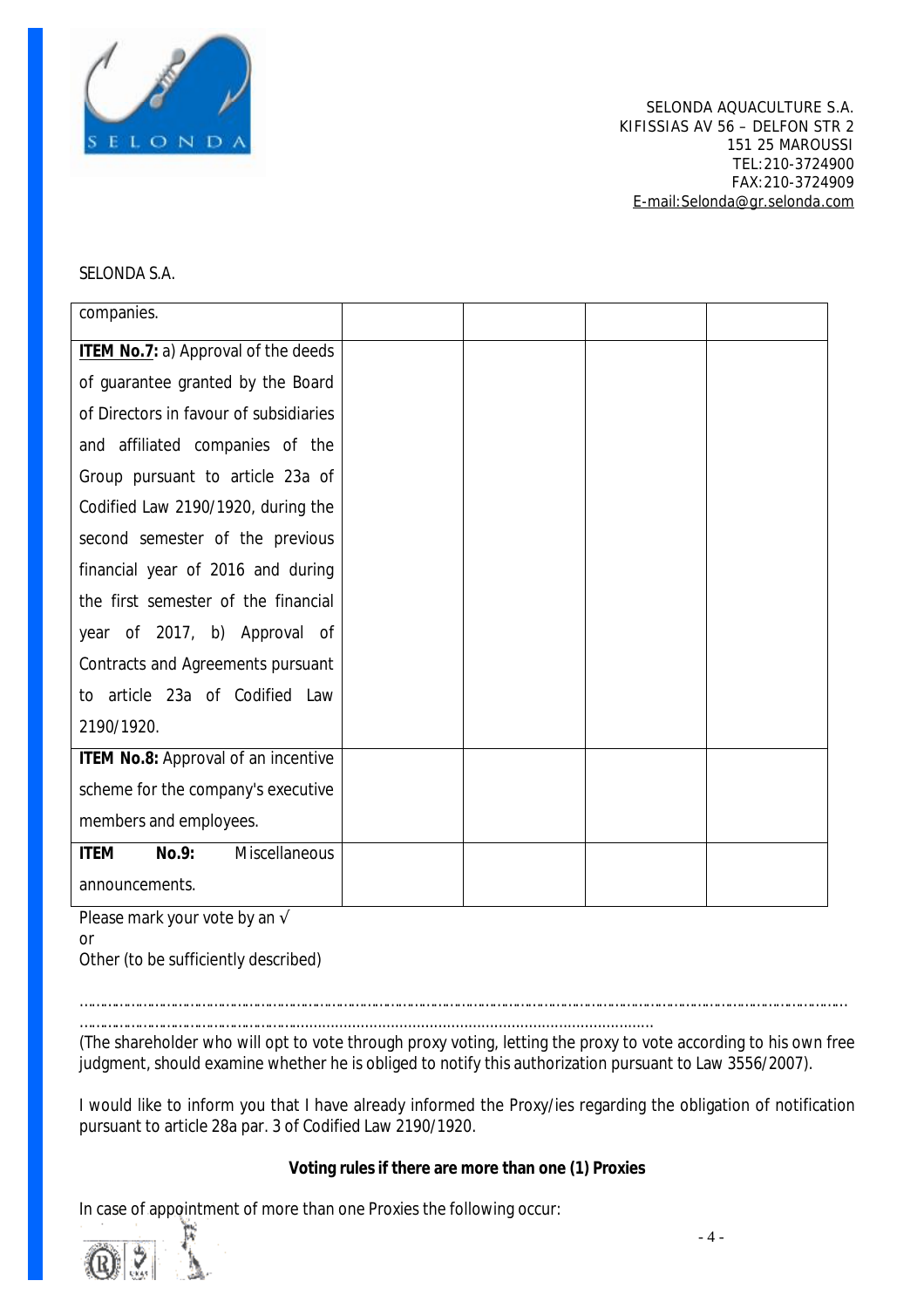SELONDA S.A.

| | | | | |
|---|---|---|---|---|
| companies. | | | | |
| **ITEM No.7:** a) Approval of the deeds of guarantee granted by the Board of Directors in favour of subsidiaries and affiliated companies of the Group pursuant to article 23a of Codified Law 2190/1920, during the second semester of the previous financial year of 2016 and during the first semester of the financial year of 2017, b) Approval of Contracts and Agreements pursuant to article 23a of Codified Law 2190/1920. | | | | |
| **ITEM No.8:** Approval of an incentive scheme for the company's executive members and employees. | | | | |
| **ITEM No.9:** Miscellaneous announcements. | | | | |

Please mark your vote by an √

or

Other (to be sufficiently described)

……………………………………………………………………………………………………………………………………………………

……………………………………………………………………………………………………………………

(The shareholder who will opt to vote through proxy voting, letting the proxy to vote according to his own free judgment, should examine whether he is obliged to notify this authorization pursuant to Law 3556/2007).

I would like to inform you that I have already informed the Proxy/ies regarding the obligation of notification pursuant to article 28a par. 3 of Codified Law 2190/1920.

**Voting rules if there are more than one (1) Proxies**

In case of appointment of more than one Proxies the following occur: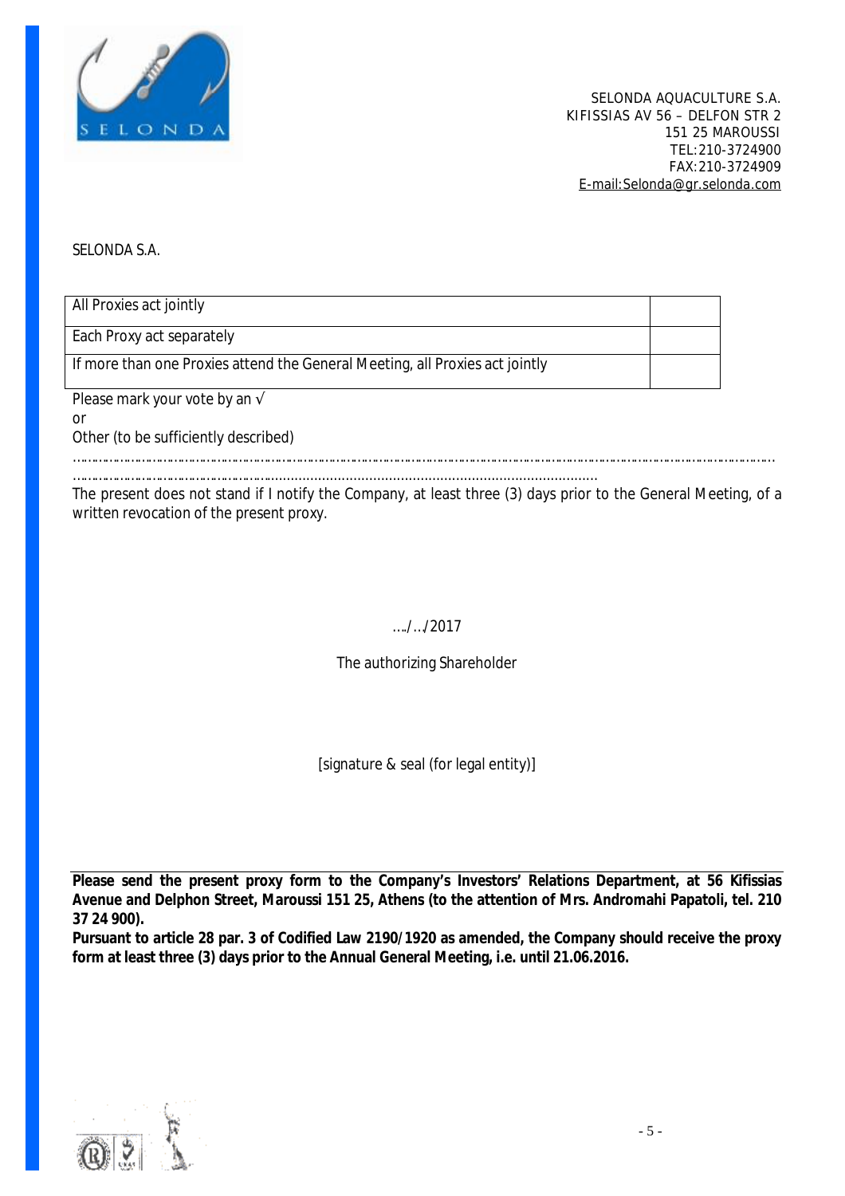SELONDA AQUACULTURE S.A.
KIFISSIAS AV 56 – DELFON STR 2
151 25 MAROUSSI
TEL:210-3724900
FAX:210-3724909
E-mail:Selonda@gr.selonda.com

SELONDA S.A.

| | |
|---|---|
| All Proxies act jointly | |
| Each Proxy act separately | |
| If more than one Proxies attend the General Meeting, all Proxies act jointly | |

Please mark your vote by an √

or

Other (to be sufficiently described)

……………………………………………………………………………………………………………………………………………………………………

…………………………………………………………………………………………………………………………

The present does not stand if I notify the Company, at least three (3) days prior to the General Meeting, of a written revocation of the present proxy.

…./…/2017

The authorizing Shareholder

[signature & seal (for legal entity)]

**Please send the present proxy form to the Company's Investors' Relations Department, at 56 Kifissias Avenue and Delphon Street, Maroussi 151 25, Athens (to the attention of Mrs. Andromahi Papatoli, tel. 210 37 24 900).**

**Pursuant to article 28 par. 3 of Codified Law 2190/1920 as amended, the Company should receive the proxy form at least three (3) days prior to the Annual General Meeting, i.e. until 21.06.2016.**